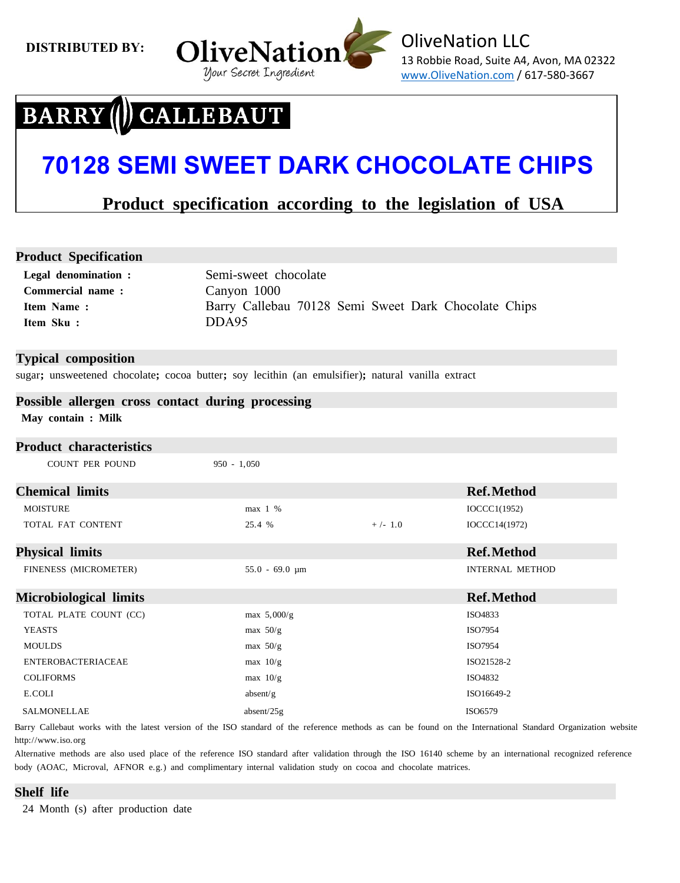**DISTRIBUTED BY:**

OliveNation
Your Secret Ingredient

OliveNation LLC
13 Robbie Road, Suite A4, Avon, MA 02322
www.OliveNation.com / 617-580-3667

BARRY CALLEBAUT

# 70128 SEMI SWEET DARK CHOCOLATE CHIPS

## Product specification according to the legislation of USA

## Product Specification

**Legal denomination :** Semi-sweet chocolate
**Commercial name :** Canyon 1000
**Item Name :** Barry Callebau 70128 Semi Sweet Dark Chocolate Chips
**Item Sku :** DDA95

## Typical composition

sugar; unsweetened chocolate; cocoa butter; soy lecithin (an emulsifier); natural vanilla extract

## Possible allergen cross contact during processing

**May contain : Milk**

## Product characteristics

| | |
|---|---|
| COUNT PER POUND | 950 - 1,050 |

## Chemical limits

| | | | Ref.Method |
|---|---|---|---|
| MOISTURE | max 1 % | | IOCCC1(1952) |
| TOTAL FAT CONTENT | 25.4 % | + /- 1.0 | IOCCC14(1972) |

## Physical limits

| | | Ref.Method |
|---|---|---|
| FINENESS (MICROMETER) | 55.0 - 69.0 µm | INTERNAL METHOD |

## Microbiological limits

| | | Ref.Method |
|---|---|---|
| TOTAL PLATE COUNT (CC) | max 5,000/g | ISO4833 |
| YEASTS | max 50/g | ISO7954 |
| MOULDS | max 50/g | ISO7954 |
| ENTEROBACTERIACEAE | max 10/g | ISO21528-2 |
| COLIFORMS | max 10/g | ISO4832 |
| E.COLI | absent/g | ISO16649-2 |
| SALMONELLAE | absent/25g | ISO6579 |

Barry Callebaut works with the latest version of the ISO standard of the reference methods as can be found on the International Standard Organization website http://www.iso.org

Alternative methods are also used place of the reference ISO standard after validation through the ISO 16140 scheme by an international recognized reference body (AOAC, Microval, AFNOR e.g.) and complimentary internal validation study on cocoa and chocolate matrices.

## Shelf life

24 Month (s) after production date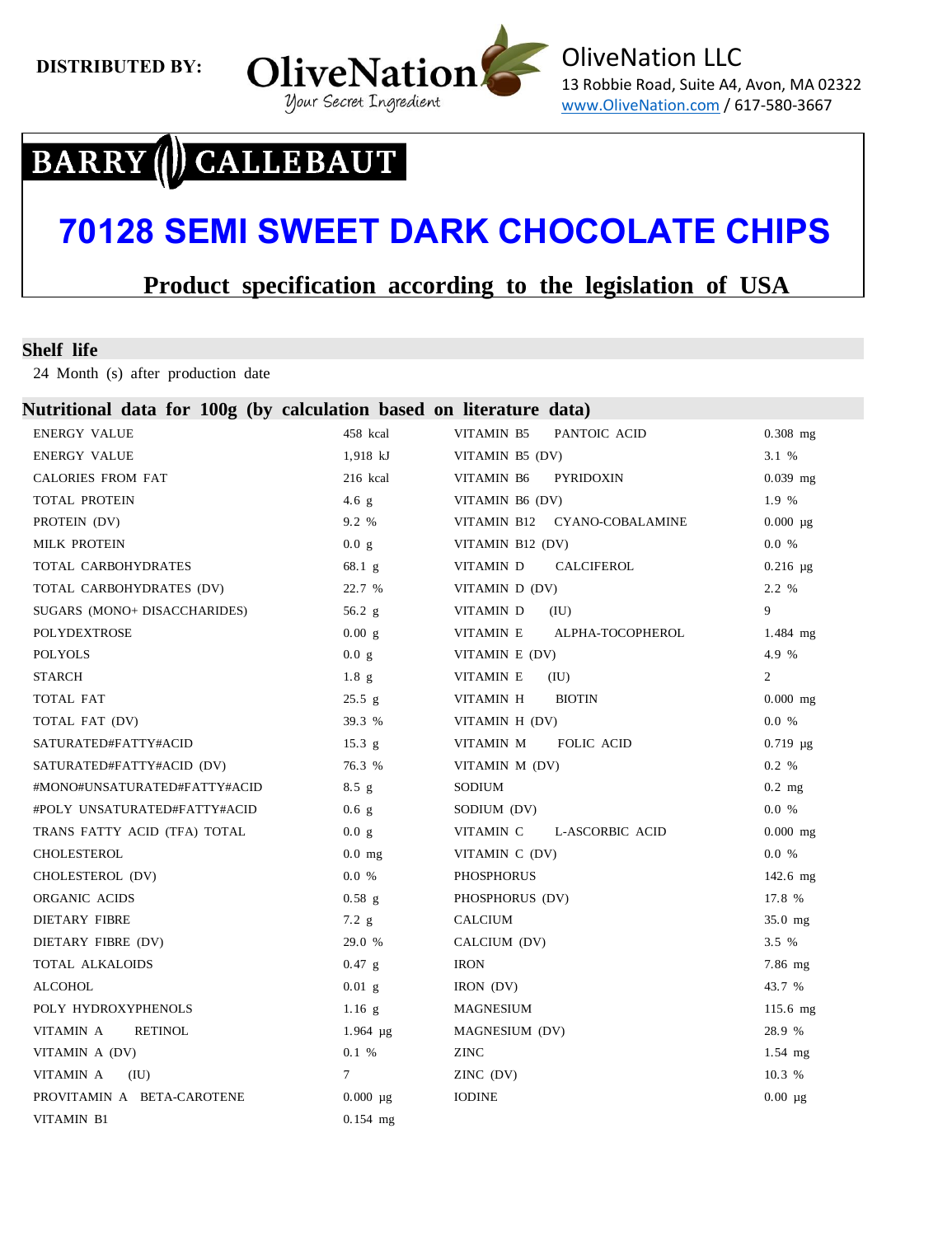**DISTRIBUTED BY:**

OliveNation LLC
13 Robbie Road, Suite A4, Avon, MA 02322
www.OliveNation.com / 617-580-3667

BARRY CALLEBAUT

# 70128 SEMI SWEET DARK CHOCOLATE CHIPS

## Product specification according to the legislation of USA

### Shelf life

24 Month (s) after production date

### Nutritional data for 100g (by calculation based on literature data)

| | | | |
|---|---|---|---|
| ENERGY VALUE | 458 kcal | VITAMIN B5 PANTOIC ACID | 0.308 mg |
| ENERGY VALUE | 1,918 kJ | VITAMIN B5 (DV) | 3.1 % |
| CALORIES FROM FAT | 216 kcal | VITAMIN B6 PYRIDOXIN | 0.039 mg |
| TOTAL PROTEIN | 4.6 g | VITAMIN B6 (DV) | 1.9 % |
| PROTEIN (DV) | 9.2 % | VITAMIN B12 CYANO-COBALAMINE | 0.000 µg |
| MILK PROTEIN | 0.0 g | VITAMIN B12 (DV) | 0.0 % |
| TOTAL CARBOHYDRATES | 68.1 g | VITAMIN D CALCIFEROL | 0.216 µg |
| TOTAL CARBOHYDRATES (DV) | 22.7 % | VITAMIN D (DV) | 2.2 % |
| SUGARS (MONO+ DISACCHARIDES) | 56.2 g | VITAMIN D (IU) | 9 |
| POLYDEXTROSE | 0.00 g | VITAMIN E ALPHA-TOCOPHEROL | 1.484 mg |
| POLYOLS | 0.0 g | VITAMIN E (DV) | 4.9 % |
| STARCH | 1.8 g | VITAMIN E (IU) | 2 |
| TOTAL FAT | 25.5 g | VITAMIN H BIOTIN | 0.000 mg |
| TOTAL FAT (DV) | 39.3 % | VITAMIN H (DV) | 0.0 % |
| SATURATED#FATTY#ACID | 15.3 g | VITAMIN M FOLIC ACID | 0.719 µg |
| SATURATED#FATTY#ACID (DV) | 76.3 % | VITAMIN M (DV) | 0.2 % |
| #MONO#UNSATURATED#FATTY#ACID | 8.5 g | SODIUM | 0.2 mg |
| #POLY UNSATURATED#FATTY#ACID | 0.6 g | SODIUM (DV) | 0.0 % |
| TRANS FATTY ACID (TFA) TOTAL | 0.0 g | VITAMIN C L-ASCORBIC ACID | 0.000 mg |
| CHOLESTEROL | 0.0 mg | VITAMIN C (DV) | 0.0 % |
| CHOLESTEROL (DV) | 0.0 % | PHOSPHORUS | 142.6 mg |
| ORGANIC ACIDS | 0.58 g | PHOSPHORUS (DV) | 17.8 % |
| DIETARY FIBRE | 7.2 g | CALCIUM | 35.0 mg |
| DIETARY FIBRE (DV) | 29.0 % | CALCIUM (DV) | 3.5 % |
| TOTAL ALKALOIDS | 0.47 g | IRON | 7.86 mg |
| ALCOHOL | 0.01 g | IRON (DV) | 43.7 % |
| POLY HYDROXYPHENOLS | 1.16 g | MAGNESIUM | 115.6 mg |
| VITAMIN A RETINOL | 1.964 µg | MAGNESIUM (DV) | 28.9 % |
| VITAMIN A (DV) | 0.1 % | ZINC | 1.54 mg |
| VITAMIN A (IU) | 7 | ZINC (DV) | 10.3 % |
| PROVITAMIN A BETA-CAROTENE | 0.000 µg | IODINE | 0.00 µg |
| VITAMIN B1 | 0.154 mg | | |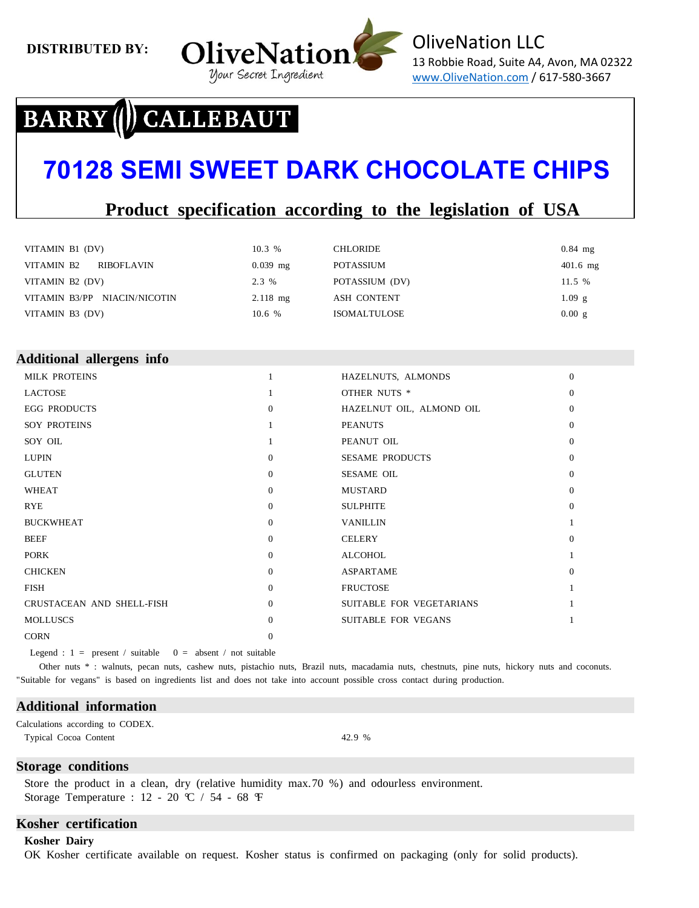DISTRIBUTED BY:

OliveNation
Your Secret Ingredient

OliveNation LLC
13 Robbie Road, Suite A4, Avon, MA 02322
www.OliveNation.com / 617-580-3667

BARRY CALLEBAUT

# 70128 SEMI SWEET DARK CHOCOLATE CHIPS

## Product specification according to the legislation of USA

| | | | |
|---|---|---|---|
| VITAMIN B1 (DV) | 10.3 % | CHLORIDE | 0.84 mg |
| VITAMIN B2 RIBOFLAVIN | 0.039 mg | POTASSIUM | 401.6 mg |
| VITAMIN B2 (DV) | 2.3 % | POTASSIUM (DV) | 11.5 % |
| VITAMIN B3/PP NIACIN/NICOTIN | 2.118 mg | ASH CONTENT | 1.09 g |
| VITAMIN B3 (DV) | 10.6 % | ISOMALTULOSE | 0.00 g |

## Additional allergens info

| | | | |
|---|---|---|---|
| MILK PROTEINS | 1 | HAZELNUTS, ALMONDS | 0 |
| LACTOSE | 1 | OTHER NUTS * | 0 |
| EGG PRODUCTS | 0 | HAZELNUT OIL, ALMOND OIL | 0 |
| SOY PROTEINS | 1 | PEANUTS | 0 |
| SOY OIL | 1 | PEANUT OIL | 0 |
| LUPIN | 0 | SESAME PRODUCTS | 0 |
| GLUTEN | 0 | SESAME OIL | 0 |
| WHEAT | 0 | MUSTARD | 0 |
| RYE | 0 | SULPHITE | 0 |
| BUCKWHEAT | 0 | VANILLIN | 1 |
| BEEF | 0 | CELERY | 0 |
| PORK | 0 | ALCOHOL | 1 |
| CHICKEN | 0 | ASPARTAME | 0 |
| FISH | 0 | FRUCTOSE | 1 |
| CRUSTACEAN AND SHELL-FISH | 0 | SUITABLE FOR VEGETARIANS | 1 |
| MOLLUSCS | 0 | SUITABLE FOR VEGANS | 1 |
| CORN | 0 | | |

Legend : 1 = present / suitable 0 = absent / not suitable

Other nuts * : walnuts, pecan nuts, cashew nuts, pistachio nuts, Brazil nuts, macadamia nuts, chestnuts, pine nuts, hickory nuts and coconuts.
"Suitable for vegans" is based on ingredients list and does not take into account possible cross contact during production.

## Additional information

Calculations according to CODEX.

Typical Cocoa Content 42.9 %

## Storage conditions

Store the product in a clean, dry (relative humidity max.70 %) and odourless environment.
Storage Temperature : 12 - 20 ℃ / 54 - 68 ℉

## Kosher certification

**Kosher Dairy**

OK Kosher certificate available on request. Kosher status is confirmed on packaging (only for solid products).